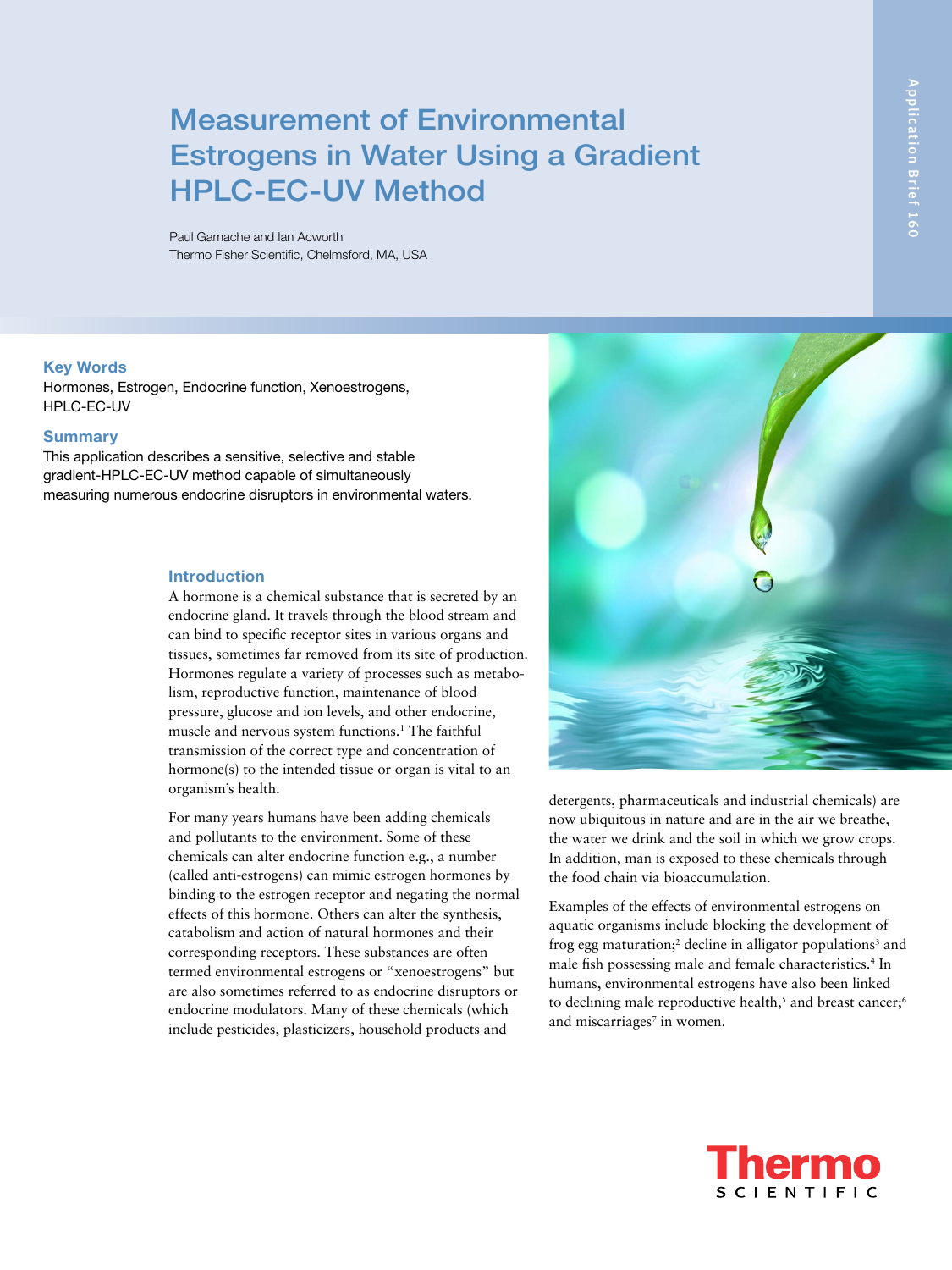# Measurement of Environmental Estrogens in Water Using a Gradient HPLC-EC-UV Method

Paul Gamache and Ian Acworth
Thermo Fisher Scientific, Chelmsford, MA, USA

Application Brief 160

## Key Words

Hormones, Estrogen, Endocrine function, Xenoestrogens, HPLC-EC-UV

## Summary

This application describes a sensitive, selective and stable gradient-HPLC-EC-UV method capable of simultaneously measuring numerous endocrine disruptors in environmental waters.

## Introduction

A hormone is a chemical substance that is secreted by an endocrine gland. It travels through the blood stream and can bind to specific receptor sites in various organs and tissues, sometimes far removed from its site of production. Hormones regulate a variety of processes such as metabolism, reproductive function, maintenance of blood pressure, glucose and ion levels, and other endocrine, muscle and nervous system functions.[1] The faithful transmission of the correct type and concentration of hormone(s) to the intended tissue or organ is vital to an organism's health.

For many years humans have been adding chemicals and pollutants to the environment. Some of these chemicals can alter endocrine function e.g., a number (called anti-estrogens) can mimic estrogen hormones by binding to the estrogen receptor and negating the normal effects of this hormone. Others can alter the synthesis, catabolism and action of natural hormones and their corresponding receptors. These substances are often termed environmental estrogens or "xenoestrogens" but are also sometimes referred to as endocrine disruptors or endocrine modulators. Many of these chemicals (which include pesticides, plasticizers, household products and detergents, pharmaceuticals and industrial chemicals) are now ubiquitous in nature and are in the air we breathe, the water we drink and the soil in which we grow crops. In addition, man is exposed to these chemicals through the food chain via bioaccumulation.

Examples of the effects of environmental estrogens on aquatic organisms include blocking the development of frog egg maturation;[2] decline in alligator populations[3] and male fish possessing male and female characteristics.[4] In humans, environmental estrogens have also been linked to declining male reproductive health,[5] and breast cancer;[6] and miscarriages[7] in women.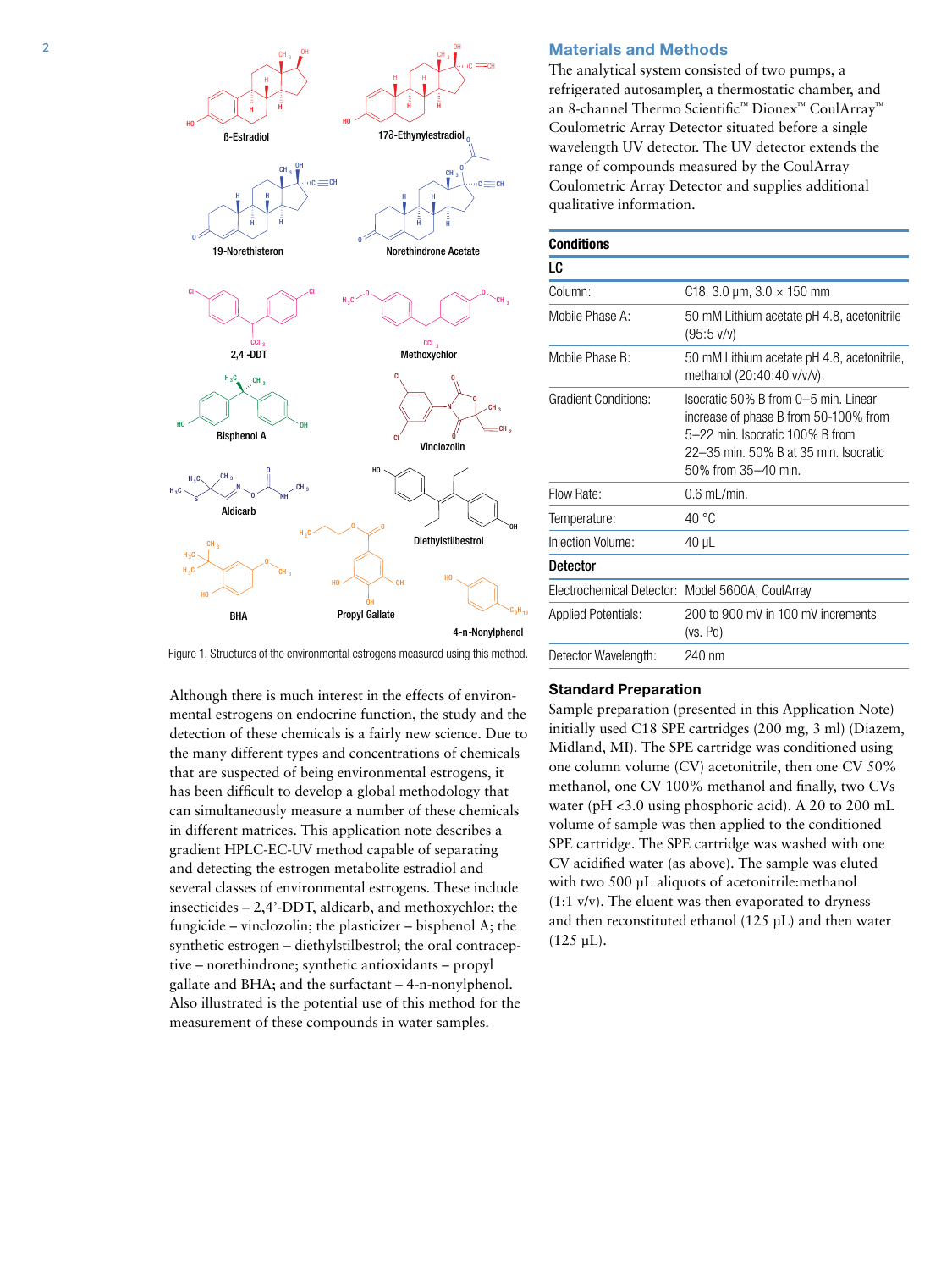Figure 1. Structures of the environmental estrogens measured using this method.

Although there is much interest in the effects of environmental estrogens on endocrine function, the study and the detection of these chemicals is a fairly new science. Due to the many different types and concentrations of chemicals that are suspected of being environmental estrogens, it has been difficult to develop a global methodology that can simultaneously measure a number of these chemicals in different matrices. This application note describes a gradient HPLC-EC-UV method capable of separating and detecting the estrogen metabolite estradiol and several classes of environmental estrogens. These include insecticides – 2,4'-DDT, aldicarb, and methoxychlor; the fungicide – vinclozolin; the plasticizer – bisphenol A; the synthetic estrogen – diethylstilbestrol; the oral contraceptive – norethindrone; synthetic antioxidants – propyl gallate and BHA; and the surfactant – 4-n-nonylphenol. Also illustrated is the potential use of this method for the measurement of these compounds in water samples.

## Materials and Methods

The analytical system consisted of two pumps, a refrigerated autosampler, a thermostatic chamber, and an 8-channel Thermo Scientific™ Dionex™ CoulArray™ Coulometric Array Detector situated before a single wavelength UV detector. The UV detector extends the range of compounds measured by the CoulArray Coulometric Array Detector and supplies additional qualitative information.

| **Conditions** | |
|---|---|
| **LC** | |
| Column: | C18, 3.0 µm, 3.0 × 150 mm |
| Mobile Phase A: | 50 mM Lithium acetate pH 4.8, acetonitrile (95:5 v/v) |
| Mobile Phase B: | 50 mM Lithium acetate pH 4.8, acetonitrile, methanol (20:40:40 v/v/v). |
| Gradient Conditions: | Isocratic 50% B from 0–5 min. Linear increase of phase B from 50-100% from 5–22 min. Isocratic 100% B from 22–35 min. 50% B at 35 min. Isocratic 50% from 35–40 min. |
| Flow Rate: | 0.6 mL/min. |
| Temperature: | 40 °C |
| Injection Volume: | 40 µL |
| **Detector** | |
| Electrochemical Detector: | Model 5600A, CoulArray |
| Applied Potentials: | 200 to 900 mV in 100 mV increments (vs. Pd) |
| Detector Wavelength: | 240 nm |

### Standard Preparation

Sample preparation (presented in this Application Note) initially used C18 SPE cartridges (200 mg, 3 ml) (Diazem, Midland, MI). The SPE cartridge was conditioned using one column volume (CV) acetonitrile, then one CV 50% methanol, one CV 100% methanol and finally, two CVs water (pH <3.0 using phosphoric acid). A 20 to 200 mL volume of sample was then applied to the conditioned SPE cartridge. The SPE cartridge was washed with one CV acidified water (as above). The sample was eluted with two 500 µL aliquots of acetonitrile:methanol (1:1 v/v). The eluent was then evaporated to dryness and then reconstituted ethanol (125 µL) and then water (125 µL).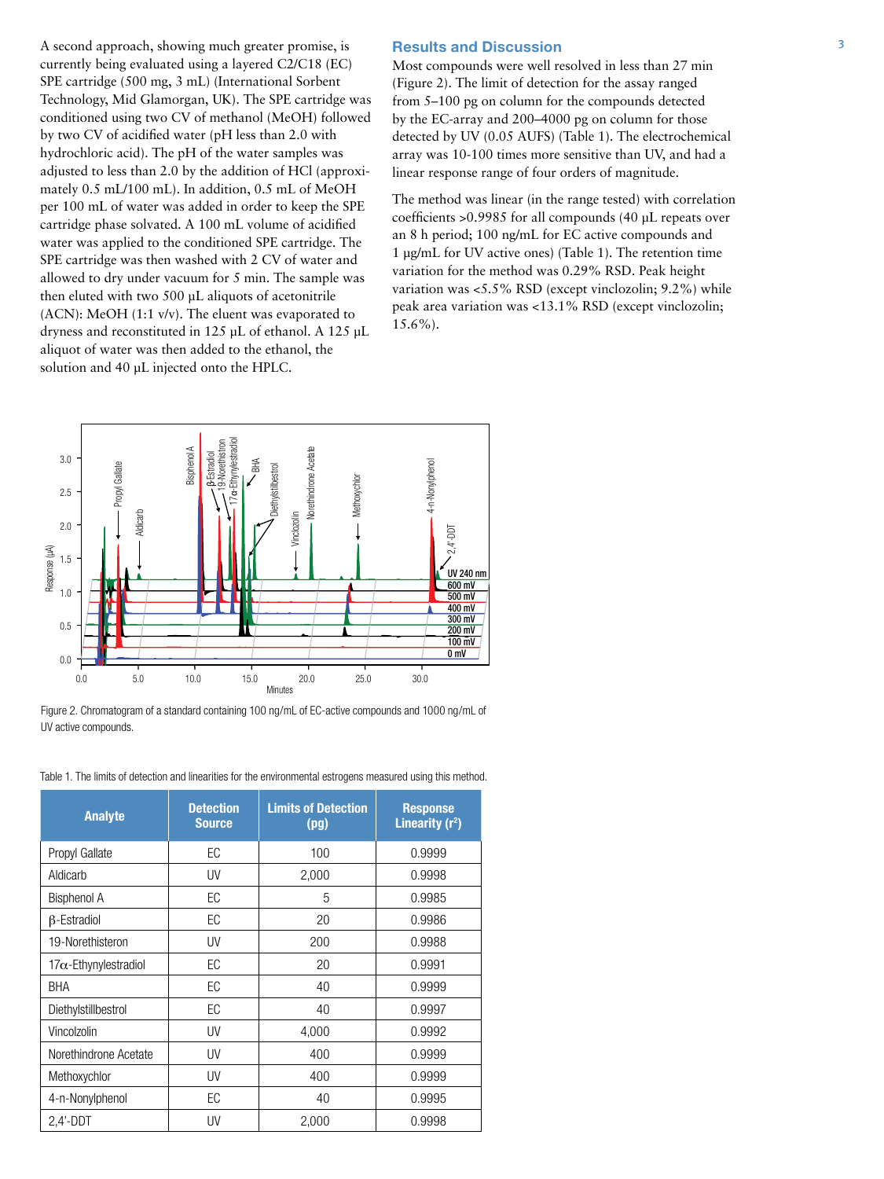A second approach, showing much greater promise, is currently being evaluated using a layered C2/C18 (EC) SPE cartridge (500 mg, 3 mL) (International Sorbent Technology, Mid Glamorgan, UK). The SPE cartridge was conditioned using two CV of methanol (MeOH) followed by two CV of acidified water (pH less than 2.0 with hydrochloric acid). The pH of the water samples was adjusted to less than 2.0 by the addition of HCl (approximately 0.5 mL/100 mL). In addition, 0.5 mL of MeOH per 100 mL of water was added in order to keep the SPE cartridge phase solvated. A 100 mL volume of acidified water was applied to the conditioned SPE cartridge. The SPE cartridge was then washed with 2 CV of water and allowed to dry under vacuum for 5 min. The sample was then eluted with two 500 µL aliquots of acetonitrile (ACN): MeOH (1:1 v/v). The eluent was evaporated to dryness and reconstituted in 125 µL of ethanol. A 125 µL aliquot of water was then added to the ethanol, the solution and 40 µL injected onto the HPLC.

## Results and Discussion

Most compounds were well resolved in less than 27 min (Figure 2). The limit of detection for the assay ranged from 5–100 pg on column for the compounds detected by the EC-array and 200–4000 pg on column for those detected by UV (0.05 AUFS) (Table 1). The electrochemical array was 10-100 times more sensitive than UV, and had a linear response range of four orders of magnitude.

The method was linear (in the range tested) with correlation coefficients >0.9985 for all compounds (40 µL repeats over an 8 h period; 100 ng/mL for EC active compounds and 1 µg/mL for UV active ones) (Table 1). The retention time variation for the method was 0.29% RSD. Peak height variation was <5.5% RSD (except vinclozolin; 9.2%) while peak area variation was <13.1% RSD (except vinclozolin; 15.6%).

Figure 2. Chromatogram of a standard containing 100 ng/mL of EC-active compounds and 1000 ng/mL of UV active compounds.

Table 1. The limits of detection and linearities for the environmental estrogens measured using this method.

| Analyte | Detection Source | Limits of Detection (pg) | Response Linearity ($r^2$) |
|---|---|---|---|
| Propyl Gallate | EC | 100 | 0.9999 |
| Aldicarb | UV | 2,000 | 0.9998 |
| Bisphenol A | EC | 5 | 0.9985 |
| β-Estradiol | EC | 20 | 0.9986 |
| 19-Norethisteron | UV | 200 | 0.9988 |
| 17α-Ethynylestradiol | EC | 20 | 0.9991 |
| BHA | EC | 40 | 0.9999 |
| Diethylstillbestrol | EC | 40 | 0.9997 |
| Vincolzolin | UV | 4,000 | 0.9992 |
| Norethindrone Acetate | UV | 400 | 0.9999 |
| Methoxychlor | UV | 400 | 0.9999 |
| 4-n-Nonylphenol | EC | 40 | 0.9995 |
| 2,4'-DDT | UV | 2,000 | 0.9998 |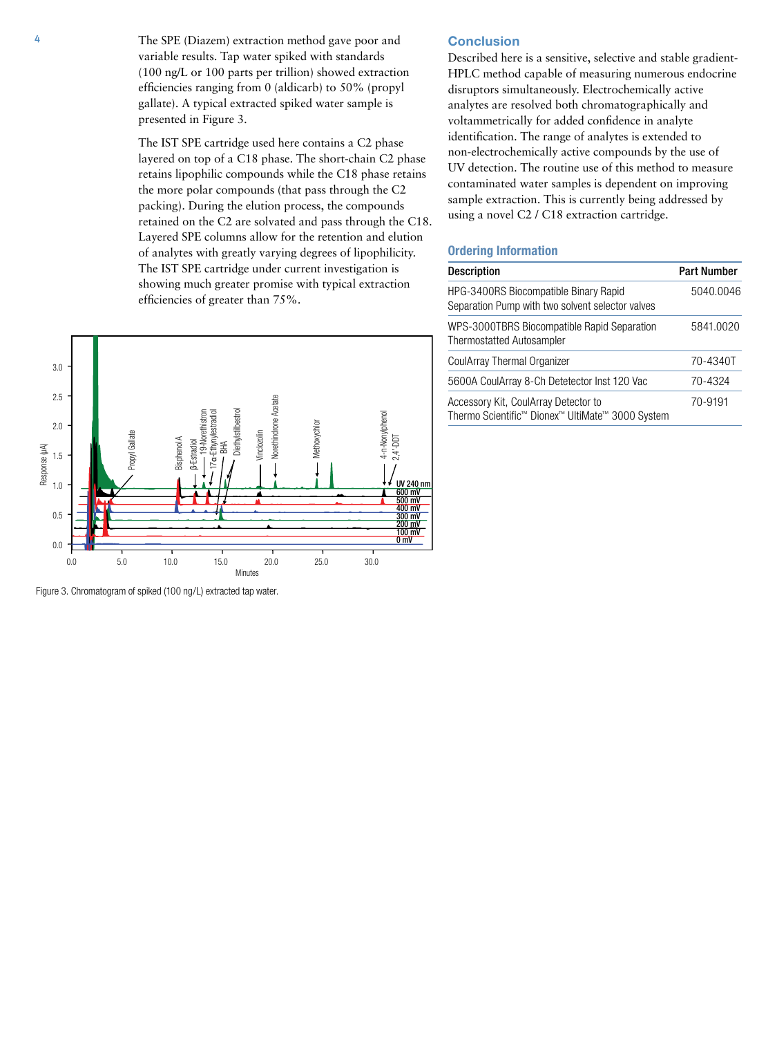The SPE (Diazem) extraction method gave poor and variable results. Tap water spiked with standards (100 ng/L or 100 parts per trillion) showed extraction efficiencies ranging from 0 (aldicarb) to 50% (propyl gallate). A typical extracted spiked water sample is presented in Figure 3.

The IST SPE cartridge used here contains a C2 phase layered on top of a C18 phase. The short-chain C2 phase retains lipophilic compounds while the C18 phase retains the more polar compounds (that pass through the C2 packing). During the elution process, the compounds retained on the C2 are solvated and pass through the C18. Layered SPE columns allow for the retention and elution of analytes with greatly varying degrees of lipophilicity. The IST SPE cartridge under current investigation is showing much greater promise with typical extraction efficiencies of greater than 75%.

Figure 3. Chromatogram of spiked (100 ng/L) extracted tap water.

## Conclusion

Described here is a sensitive, selective and stable gradient-HPLC method capable of measuring numerous endocrine disruptors simultaneously. Electrochemically active analytes are resolved both chromatographically and voltammetrically for added confidence in analyte identification. The range of analytes is extended to non-electrochemically active compounds by the use of UV detection. The routine use of this method to measure contaminated water samples is dependent on improving sample extraction. This is currently being addressed by using a novel C2 / C18 extraction cartridge.

## Ordering Information

| Description | Part Number |
|---|---|
| HPG-3400RS Biocompatible Binary Rapid Separation Pump with two solvent selector valves | 5040.0046 |
| WPS-3000TBRS Biocompatible Rapid Separation Thermostatted Autosampler | 5841.0020 |
| CoulArray Thermal Organizer | 70-4340T |
| 5600A CoulArray 8-Ch Detetector Inst 120 Vac | 70-4324 |
| Accessory Kit, CoulArray Detector to Thermo Scientific™ Dionex™ UltiMate™ 3000 System | 70-9191 |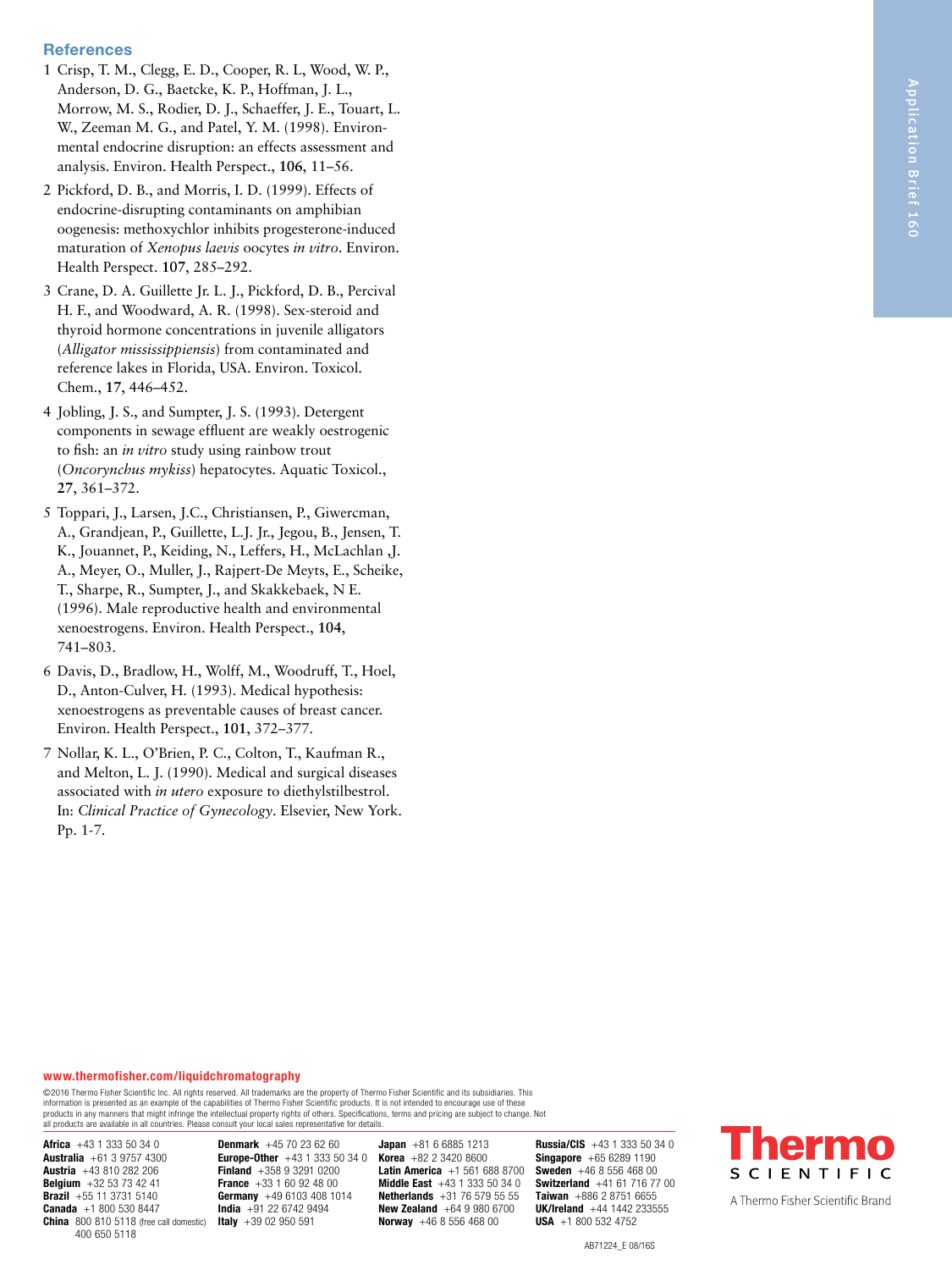## References

1. Crisp, T. M., Clegg, E. D., Cooper, R. L, Wood, W. P., Anderson, D. G., Baetcke, K. P., Hoffman, J. L., Morrow, M. S., Rodier, D. J., Schaeffer, J. E., Touart, L. W., Zeeman M. G., and Patel, Y. M. (1998). Environmental endocrine disruption: an effects assessment and analysis. Environ. Health Perspect., **106**, 11–56.
2. Pickford, D. B., and Morris, I. D. (1999). Effects of endocrine-disrupting contaminants on amphibian oogenesis: methoxychlor inhibits progesterone-induced maturation of *Xenopus laevis* oocytes *in vitro*. Environ. Health Perspect. **107**, 285–292.
3. Crane, D. A. Guillette Jr. L. J., Pickford, D. B., Percival H. F., and Woodward, A. R. (1998). Sex-steroid and thyroid hormone concentrations in juvenile alligators (*Alligator mississippiensis*) from contaminated and reference lakes in Florida, USA. Environ. Toxicol. Chem., **17**, 446–452.
4. Jobling, J. S., and Sumpter, J. S. (1993). Detergent components in sewage effluent are weakly oestrogenic to fish: an *in vitro* study using rainbow trout (*Oncorynchus mykiss*) hepatocytes. Aquatic Toxicol., **27**, 361–372.
5. Toppari, J., Larsen, J.C., Christiansen, P., Giwercman, A., Grandjean, P., Guillette, L.J. Jr., Jegou, B., Jensen, T. K., Jouannet, P., Keiding, N., Leffers, H., McLachlan ,J. A., Meyer, O., Muller, J., Rajpert-De Meyts, E., Scheike, T., Sharpe, R., Sumpter, J., and Skakkebaek, N E. (1996). Male reproductive health and environmental xenoestrogens. Environ. Health Perspect., **104**, 741–803.
6. Davis, D., Bradlow, H., Wolff, M., Woodruff, T., Hoel, D., Anton-Culver, H. (1993). Medical hypothesis: xenoestrogens as preventable causes of breast cancer. Environ. Health Perspect., **101**, 372–377.
7. Nollar, K. L., O'Brien, P. C., Colton, T., Kaufman R., and Melton, L. J. (1990). Medical and surgical diseases associated with *in utero* exposure to diethylstilbestrol. In: *Clinical Practice of Gynecology*. Elsevier, New York. Pp. 1-7.

**www.thermofisher.com/liquidchromatography**

©2016 Thermo Fisher Scientific Inc. All rights reserved. All trademarks are the property of Thermo Fisher Scientific and its subsidiaries. This information is presented as an example of the capabilities of Thermo Fisher Scientific products. It is not intended to encourage use of these products in any manners that might infringe the intellectual property rights of others. Specifications, terms and pricing are subject to change. Not all products are available in all countries. Please consult your local sales representative for details.

**Africa** +43 1 333 50 34 0
**Australia** +61 3 9757 4300
**Austria** +43 810 282 206
**Belgium** +32 53 73 42 41
**Brazil** +55 11 3731 5140
**Canada** +1 800 530 8447
**China** 800 810 5118 (free call domestic) 400 650 5118
**Denmark** +45 70 23 62 60
**Europe-Other** +43 1 333 50 34 0
**Finland** +358 9 3291 0200
**France** +33 1 60 92 48 00
**Germany** +49 6103 408 1014
**India** +91 22 6742 9494
**Italy** +39 02 950 591
**Japan** +81 6 6885 1213
**Korea** +82 2 3420 8600
**Latin America** +1 561 688 8700
**Middle East** +43 1 333 50 34 0
**Netherlands** +31 76 579 55 55
**New Zealand** +64 9 980 6700
**Norway** +46 8 556 468 00
**Russia/CIS** +43 1 333 50 34 0
**Singapore** +65 6289 1190
**Sweden** +46 8 556 468 00
**Switzerland** +41 61 716 77 00
**Taiwan** +886 2 8751 6655
**UK/Ireland** +44 1442 233555
**USA** +1 800 532 4752

Thermo SCIENTIFIC
A Thermo Fisher Scientific Brand

AB71224_E 08/16S